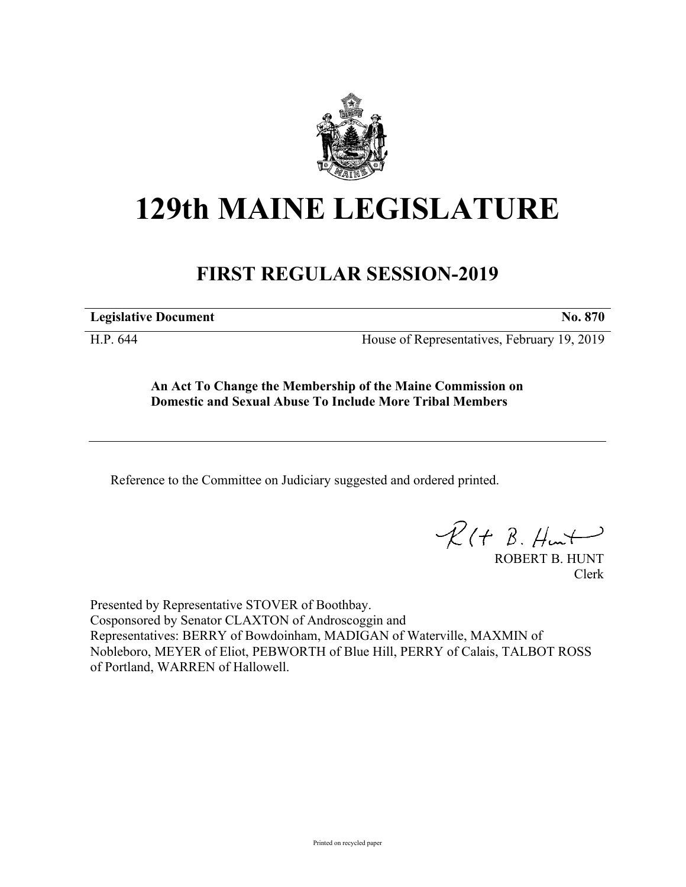# 129th MAINE LEGISLATURE

## FIRST REGULAR SESSION-2019

**Legislative Document** **No. 870**

H.P. 644 House of Representatives, February 19, 2019

**An Act To Change the Membership of the Maine Commission on Domestic and Sexual Abuse To Include More Tribal Members**

Reference to the Committee on Judiciary suggested and ordered printed.

ROBERT B. HUNT
Clerk

Presented by Representative STOVER of Boothbay.
Cosponsored by Senator CLAXTON of Androscoggin and
Representatives: BERRY of Bowdoinham, MADIGAN of Waterville, MAXMIN of Nobleboro, MEYER of Eliot, PEBWORTH of Blue Hill, PERRY of Calais, TALBOT ROSS of Portland, WARREN of Hallowell.

Printed on recycled paper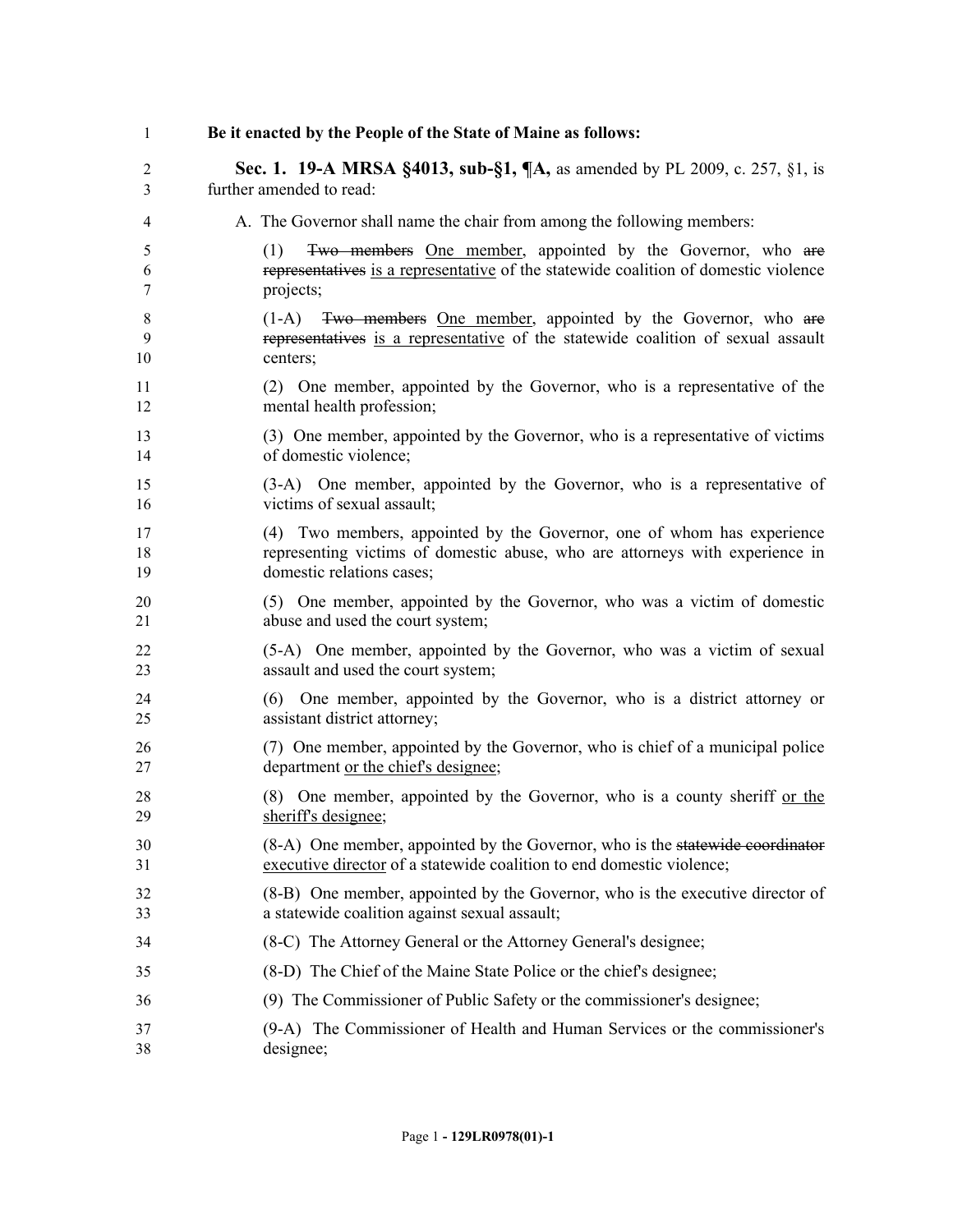**Be it enacted by the People of the State of Maine as follows:**

**Sec. 1. 19-A MRSA §4013, sub-§1, ¶A,** as amended by PL 2009, c. 257, §1, is further amended to read:

A. The Governor shall name the chair from among the following members:

(1) ~~Two members~~ <u>One member</u>, appointed by the Governor, who ~~are representatives~~ <u>is a representative</u> of the statewide coalition of domestic violence projects;

(1-A) ~~Two members~~ <u>One member</u>, appointed by the Governor, who ~~are representatives~~ <u>is a representative</u> of the statewide coalition of sexual assault centers;

(2) One member, appointed by the Governor, who is a representative of the mental health profession;

(3) One member, appointed by the Governor, who is a representative of victims of domestic violence;

(3-A) One member, appointed by the Governor, who is a representative of victims of sexual assault;

(4) Two members, appointed by the Governor, one of whom has experience representing victims of domestic abuse, who are attorneys with experience in domestic relations cases;

(5) One member, appointed by the Governor, who was a victim of domestic abuse and used the court system;

(5-A) One member, appointed by the Governor, who was a victim of sexual assault and used the court system;

(6) One member, appointed by the Governor, who is a district attorney or assistant district attorney;

(7) One member, appointed by the Governor, who is chief of a municipal police department <u>or the chief's designee</u>;

(8) One member, appointed by the Governor, who is a county sheriff <u>or the sheriff's designee</u>;

(8-A) One member, appointed by the Governor, who is the ~~statewide coordinator~~ <u>executive director</u> of a statewide coalition to end domestic violence;

(8-B) One member, appointed by the Governor, who is the executive director of a statewide coalition against sexual assault;

(8-C) The Attorney General or the Attorney General's designee;

(8-D) The Chief of the Maine State Police or the chief's designee;

(9) The Commissioner of Public Safety or the commissioner's designee;

(9-A) The Commissioner of Health and Human Services or the commissioner's designee;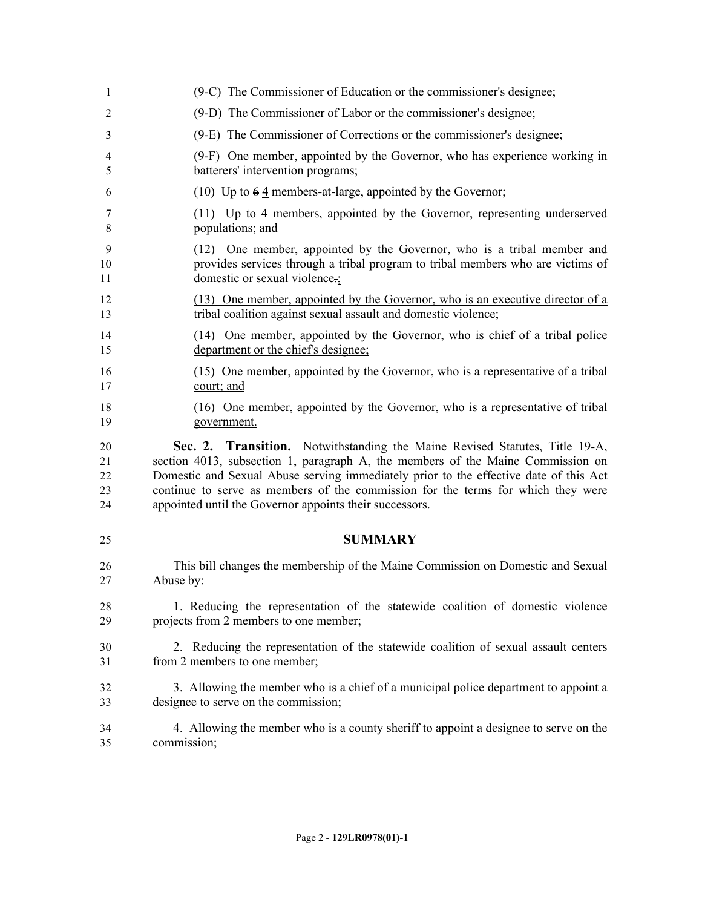(9-C) The Commissioner of Education or the commissioner's designee;

(9-D) The Commissioner of Labor or the commissioner's designee;

(9-E) The Commissioner of Corrections or the commissioner's designee;

(9-F) One member, appointed by the Governor, who has experience working in batterers' intervention programs;

(10) Up to ~~6~~ 4 members-at-large, appointed by the Governor;

(11) Up to 4 members, appointed by the Governor, representing underserved populations; ~~and~~

(12) One member, appointed by the Governor, who is a tribal member and provides services through a tribal program to tribal members who are victims of domestic or sexual violence~~.~~;

(13) One member, appointed by the Governor, who is an executive director of a tribal coalition against sexual assault and domestic violence;

(14) One member, appointed by the Governor, who is chief of a tribal police department or the chief's designee;

(15) One member, appointed by the Governor, who is a representative of a tribal court; and

(16) One member, appointed by the Governor, who is a representative of tribal government.

**Sec. 2. Transition.** Notwithstanding the Maine Revised Statutes, Title 19-A, section 4013, subsection 1, paragraph A, the members of the Maine Commission on Domestic and Sexual Abuse serving immediately prior to the effective date of this Act continue to serve as members of the commission for the terms for which they were appointed until the Governor appoints their successors.

## SUMMARY

This bill changes the membership of the Maine Commission on Domestic and Sexual Abuse by:

1. Reducing the representation of the statewide coalition of domestic violence projects from 2 members to one member;

2. Reducing the representation of the statewide coalition of sexual assault centers from 2 members to one member;

3. Allowing the member who is a chief of a municipal police department to appoint a designee to serve on the commission;

4. Allowing the member who is a county sheriff to appoint a designee to serve on the commission;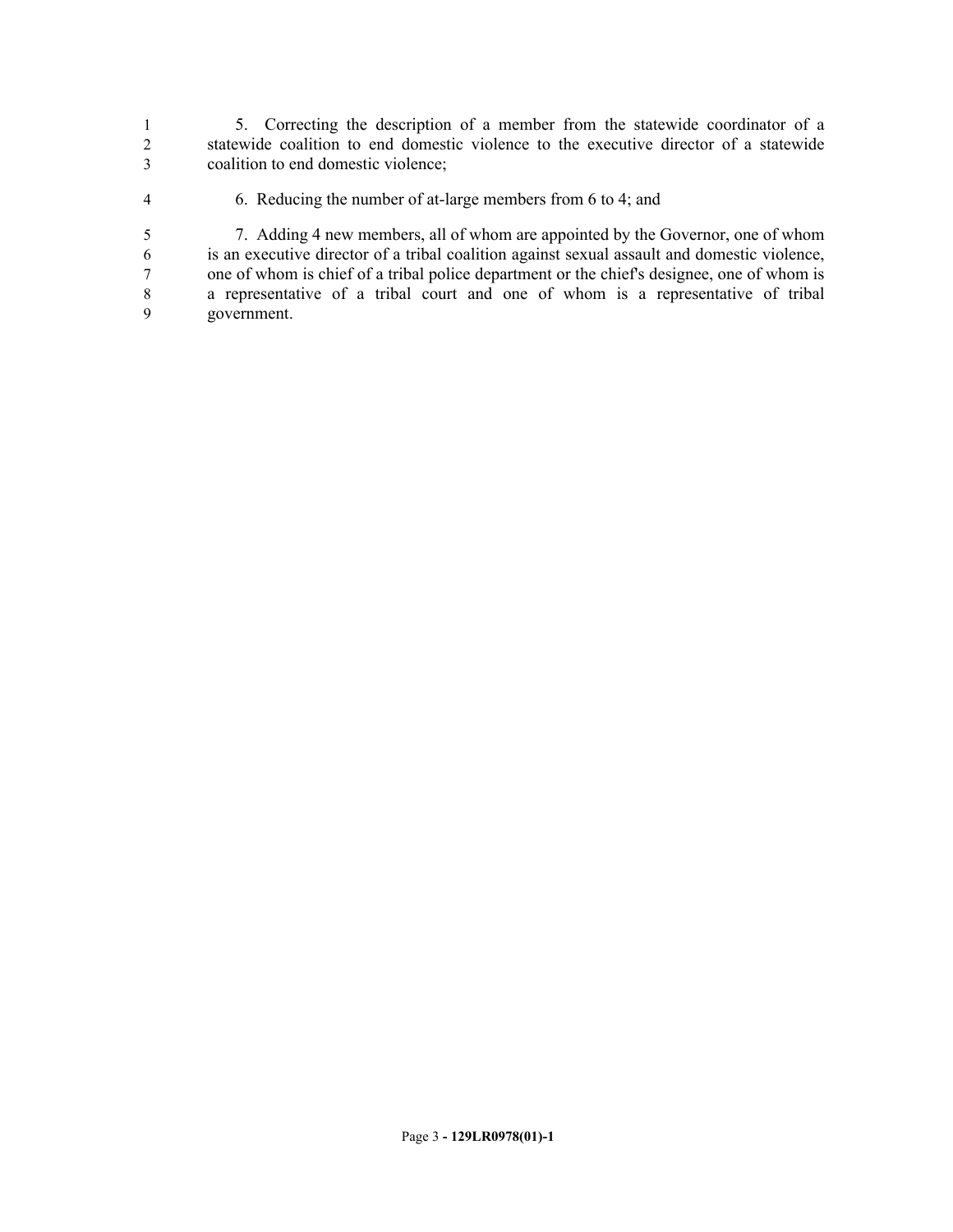5. Correcting the description of a member from the statewide coordinator of a statewide coalition to end domestic violence to the executive director of a statewide coalition to end domestic violence;

6. Reducing the number of at-large members from 6 to 4; and

7. Adding 4 new members, all of whom are appointed by the Governor, one of whom is an executive director of a tribal coalition against sexual assault and domestic violence, one of whom is chief of a tribal police department or the chief's designee, one of whom is a representative of a tribal court and one of whom is a representative of tribal government.